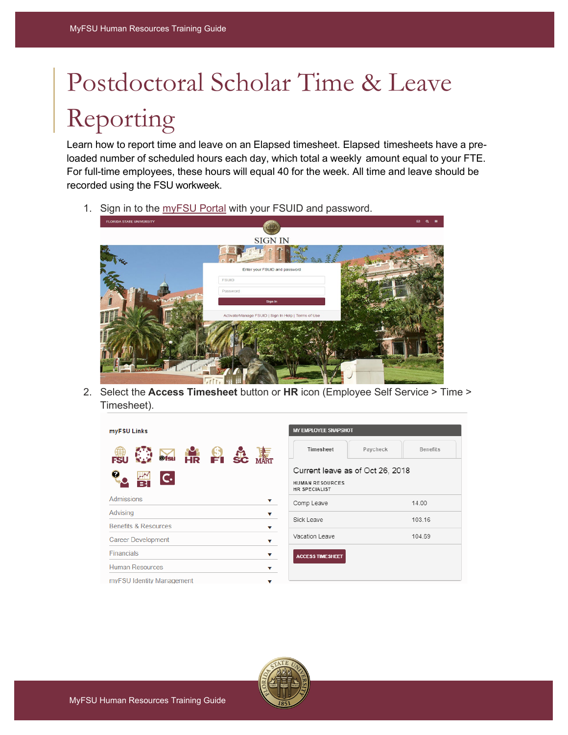# Postdoctoral Scholar Time & Leave Reporting

Learn how to report time and leave on an Elapsed timesheet. Elapsed timesheets have a pre-loaded number of scheduled hours each day, which total a weekly amount equal to your FTE. For full-time employees, these hours will equal 40 for the week. All time and leave should be recorded using the FSU workweek.

1. Sign in to the myFSU Portal with your FSUID and password.

2. Select the **Access Timesheet** button or **HR** icon (Employee Self Service > Time > Timesheet).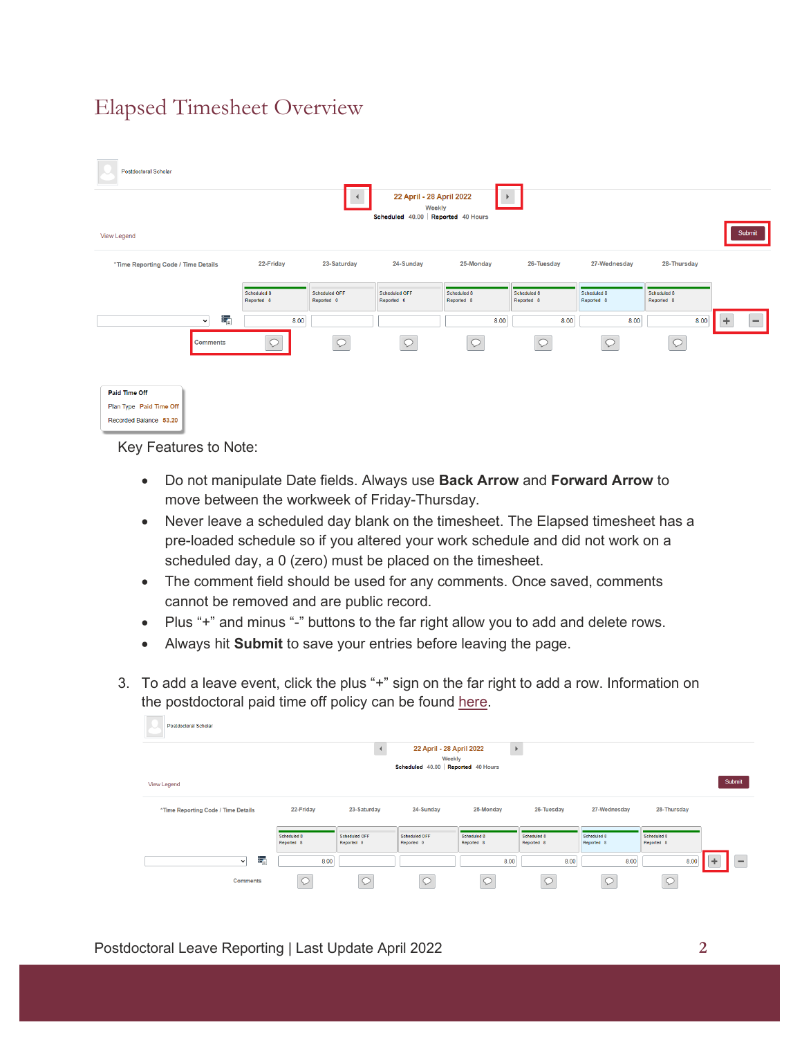# Elapsed Timesheet Overview

Key Features to Note:

- Do not manipulate Date fields. Always use **Back Arrow** and **Forward Arrow** to move between the workweek of Friday-Thursday.
- Never leave a scheduled day blank on the timesheet. The Elapsed timesheet has a pre-loaded schedule so if you altered your work schedule and did not work on a scheduled day, a 0 (zero) must be placed on the timesheet.
- The comment field should be used for any comments. Once saved, comments cannot be removed and are public record.
- Plus “+” and minus “-” buttons to the far right allow you to add and delete rows.
- Always hit **Submit** to save your entries before leaving the page.

3. To add a leave event, click the plus “+” sign on the far right to add a row. Information on the postdoctoral paid time off policy can be found here.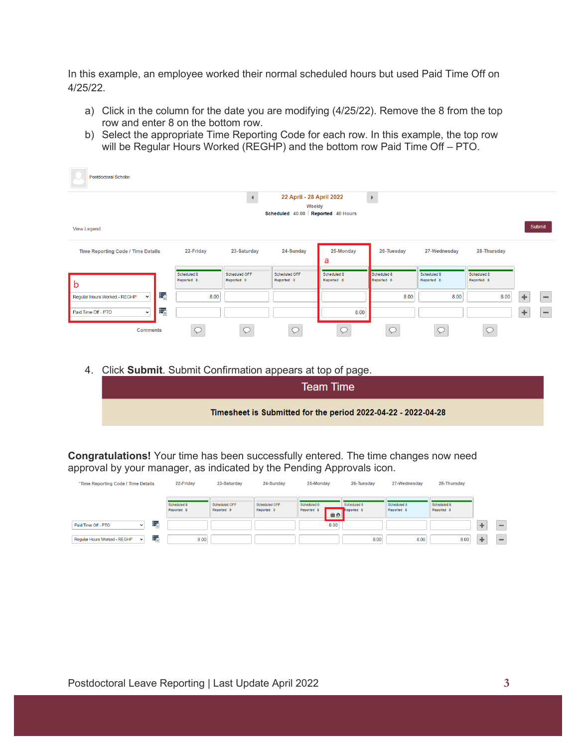In this example, an employee worked their normal scheduled hours but used Paid Time Off on 4/25/22.

a) Click in the column for the date you are modifying (4/25/22). Remove the 8 from the top row and enter 8 on the bottom row.
b) Select the appropriate Time Reporting Code for each row. In this example, the top row will be Regular Hours Worked (REGHP) and the bottom row Paid Time Off – PTO.

Postdoctoral Scholar

22 April - 28 April 2022

Weekly

Scheduled 40.00 | Reported 40 Hours

View Legend

Submit

| Time Reporting Code / Time Details | | 22-Friday | 23-Saturday | 24-Sunday | 25-Monday | 26-Tuesday | 27-Wednesday | 28-Thursday | | |
|---|---|---|---|---|---|---|---|---|---|---|
| | | Scheduled 8 Reported 8 | Scheduled OFF Reported 0 | Scheduled OFF Reported 0 | Scheduled 8 Reported 8 | Scheduled 8 Reported 8 | Scheduled 8 Reported 8 | Scheduled 8 Reported 8 | | |
| Regular Hours Worked - REGHP | | 8.00 | | | | 8.00 | 8.00 | 8.00 | + | − |
| Paid Time Off - PTO | | | | | 8.00 | | | | + | − |
| Comments | | | | | | | | | | |

4. Click **Submit**. Submit Confirmation appears at top of page.

Team Time

**Timesheet is Submitted for the period 2022-04-22 - 2022-04-28**

**Congratulations!** Your time has been successfully entered. The time changes now need approval by your manager, as indicated by the Pending Approvals icon.

| *Time Reporting Code / Time Details | | 22-Friday | 23-Saturday | 24-Sunday | 25-Monday | 26-Tuesday | 27-Wednesday | 28-Thursday | | |
|---|---|---|---|---|---|---|---|---|---|---|
| | | Scheduled 8 Reported 8 | Scheduled OFF Reported 0 | Scheduled OFF Reported 0 | Scheduled 8 Reported 8 | Scheduled 8 Reported 8 | Scheduled 8 Reported 8 | Scheduled 8 Reported 8 | | |
| Paid Time Off - PTO | | | | | 8.00 | | | | + | − |
| Regular Hours Worked - REGHP | | 8.00 | | | | 8.00 | 8.00 | 8.00 | + | − |

Postdoctoral Leave Reporting | Last Update April 2022